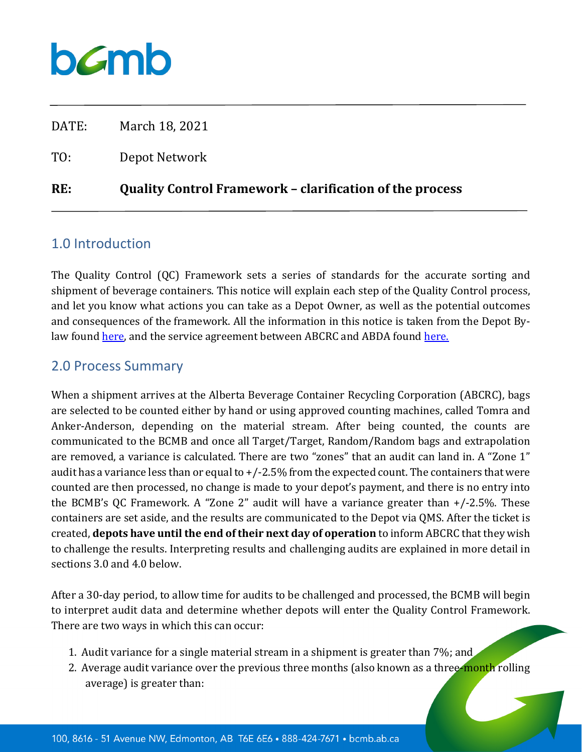DATE: March 18, 2021

TO: Depot Network

**RE: Quality Control Framework – clarification of the process**

## 1.0 Introduction

The Quality Control (QC) Framework sets a series of standards for the accurate sorting and shipment of beverage containers. This notice will explain each step of the Quality Control process, and let you know what actions you can take as a Depot Owner, as well as the potential outcomes and consequences of the framework. All the information in this notice is taken from the Depot By-law found here, and the service agreement between ABCRC and ABDA found here.

## 2.0 Process Summary

When a shipment arrives at the Alberta Beverage Container Recycling Corporation (ABCRC), bags are selected to be counted either by hand or using approved counting machines, called Tomra and Anker-Anderson, depending on the material stream. After being counted, the counts are communicated to the BCMB and once all Target/Target, Random/Random bags and extrapolation are removed, a variance is calculated. There are two "zones" that an audit can land in. A "Zone 1" audit has a variance less than or equal to +/-2.5% from the expected count. The containers that were counted are then processed, no change is made to your depot's payment, and there is no entry into the BCMB's QC Framework. A "Zone 2" audit will have a variance greater than +/-2.5%. These containers are set aside, and the results are communicated to the Depot via QMS. After the ticket is created, **depots have until the end of their next day of operation** to inform ABCRC that they wish to challenge the results. Interpreting results and challenging audits are explained in more detail in sections 3.0 and 4.0 below.

After a 30-day period, to allow time for audits to be challenged and processed, the BCMB will begin to interpret audit data and determine whether depots will enter the Quality Control Framework. There are two ways in which this can occur:

1. Audit variance for a single material stream in a shipment is greater than 7%; and
2. Average audit variance over the previous three months (also known as a three-month rolling average) is greater than: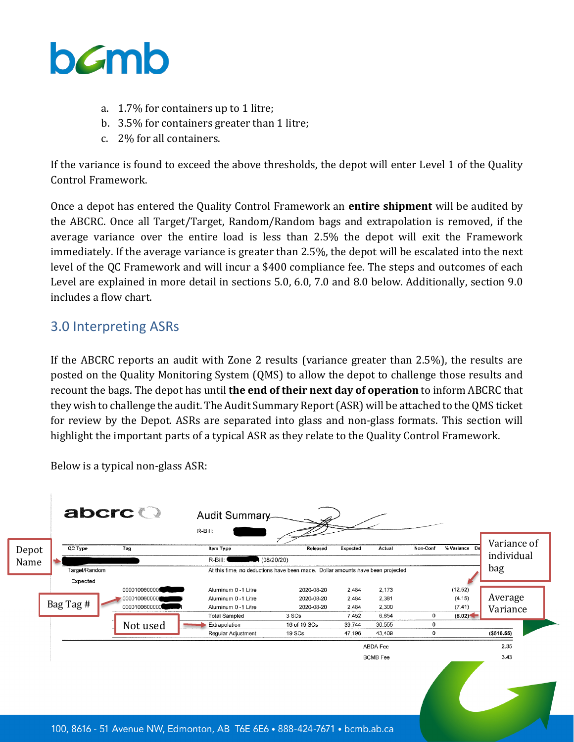a. 1.7% for containers up to 1 litre;
b. 3.5% for containers greater than 1 litre;
c. 2% for all containers.

If the variance is found to exceed the above thresholds, the depot will enter Level 1 of the Quality Control Framework.

Once a depot has entered the Quality Control Framework an **entire shipment** will be audited by the ABCRC. Once all Target/Target, Random/Random bags and extrapolation is removed, if the average variance over the entire load is less than 2.5% the depot will exit the Framework immediately. If the average variance is greater than 2.5%, the depot will be escalated into the next level of the QC Framework and will incur a $400 compliance fee. The steps and outcomes of each Level are explained in more detail in sections 5.0, 6.0, 7.0 and 8.0 below. Additionally, section 9.0 includes a flow chart.

## 3.0 Interpreting ASRs

If the ABCRC reports an audit with Zone 2 results (variance greater than 2.5%), the results are posted on the Quality Monitoring System (QMS) to allow the depot to challenge those results and recount the bags. The depot has until **the end of their next day of operation** to inform ABCRC that they wish to challenge the audit. The Audit Summary Report (ASR) will be attached to the QMS ticket for review by the Depot. ASRs are separated into glass and non-glass formats. This section will highlight the important parts of a typical ASR as they relate to the Quality Control Framework.

Below is a typical non-glass ASR:

abcrc — Audit Summary

R-Bill:

| QC Type | Tag | Item Type | Released | Expected | Actual | Non-Conf | % Variance |
|---|---|---|---|---|---|---|---|
| [Depot Name] | | R-Bill: (08/20/20) | | | | | |
| Target/Random | | At this time, no deductions have been made. Dollar amounts have been projected. | | | | | |
| Expected | | | | | | | |
| | 000010060000… | Aluminum 0 -1 Litre | 2020-08-20 | 2,484 | 2,173 | | (12.52) |
| | 000010060000… | Aluminum 0 -1 Litre | 2020-08-20 | 2,484 | 2,381 | | (4.15) |
| | 000010060000… | Aluminum 0 -1 Litre | 2020-08-20 | 2,484 | 2,300 | | (7.41) |
| | | Total Sampled | 3 SCs | 7,452 | 6,854 | 0 | (8.02) |
| | | Extrapolation | 16 of 19 SCs | 39,744 | 36,555 | 0 | |
| | | Regular Adjustment | 19 SCs | 47,196 | 43,409 | 0 | ($516.55) |
| | | | | ABDA Fee | | | 2.35 |
| | | | | BCMB Fee | | | 3.43 |

Annotations: Depot Name; Bag Tag #; Not used (Extrapolation); Variance of individual bag; Average Variance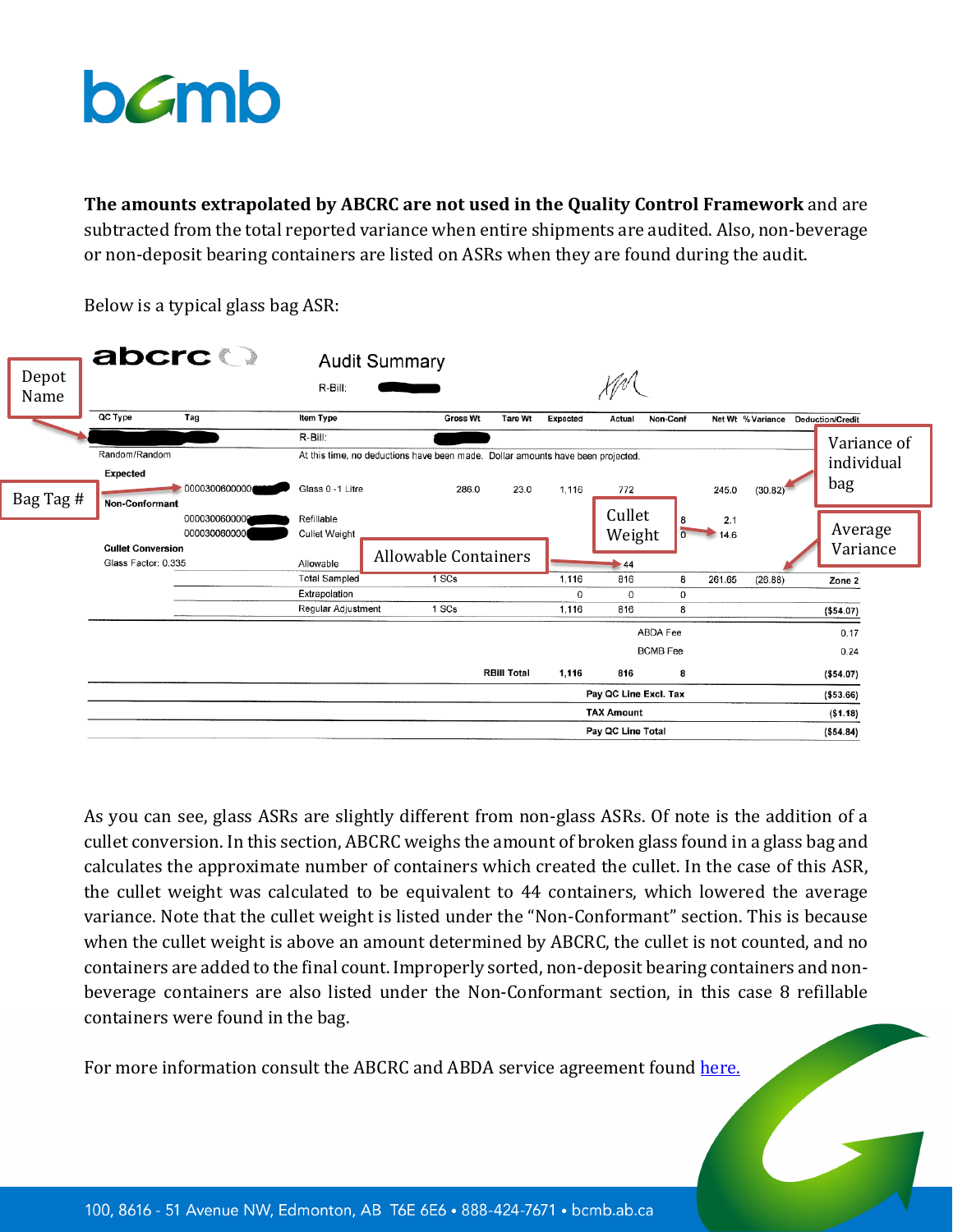The amounts extrapolated by ABCRC are not used in the Quality Control Framework and are subtracted from the total reported variance when entire shipments are audited. Also, non-beverage or non-deposit bearing containers are listed on ASRs when they are found during the audit.

Below is a typical glass bag ASR:

**abcrc** — Audit Summary

R-Bill:

| QC Type | Tag | Item Type | Gross Wt | Tare Wt | Expected | Actual | Non-Conf | Net Wt | % Variance | Deduction/Credit |
|---|---|---|---|---|---|---|---|---|---|---|
| | | R-Bill: | | | | | | | | |
| Random/Random | | At this time, no deductions have been made. Dollar amounts have been projected. | | | | | | | | |
| Expected | | | | | | | | | | |
| | 0000300600000 | Glass 0 -1 Litre | 286.0 | 23.0 | 1,116 | 772 | | 245.0 | (30.82) | |
| Non-Conformant | | | | | | | | | | |
| | 0000300600000 | Refillable | | | | | 8 | 2.1 | | |
| | 0000300600000 | Cullet Weight | | | | | 0 | 14.6 | | |
| Cullet Conversion | | | | | | | | | | |
| Glass Factor: 0.335 | | Allowable | | | | 44 | | | | |
| | | Total Sampled | 1 SCs | | 1,116 | 816 | 8 | 261.65 | (26.88) | Zone 2 |
| | | Extrapolation | | | 0 | 0 | 0 | | | |
| | | Regular Adjustment | 1 SCs | | 1,116 | 816 | 8 | | | ($54.07) |
| | | | | | | ABDA Fee | | | | 0.17 |
| | | | | | | BCMB Fee | | | | 0.24 |
| | | | RBill Total | | 1,116 | 816 | 8 | | | ($54.07) |
| | | | | | | Pay QC Line Excl. Tax | | | | ($53.66) |
| | | | | | | TAX Amount | | | | ($1.18) |
| | | | | | | Pay QC Line Total | | | | ($54.84) |

Annotations: Depot Name; Bag Tag #; Allowable Containers; Cullet Weight; Variance of individual bag; Average Variance

As you can see, glass ASRs are slightly different from non-glass ASRs. Of note is the addition of a cullet conversion. In this section, ABCRC weighs the amount of broken glass found in a glass bag and calculates the approximate number of containers which created the cullet. In the case of this ASR, the cullet weight was calculated to be equivalent to 44 containers, which lowered the average variance. Note that the cullet weight is listed under the "Non-Conformant" section. This is because when the cullet weight is above an amount determined by ABCRC, the cullet is not counted, and no containers are added to the final count. Improperly sorted, non-deposit bearing containers and non-beverage containers are also listed under the Non-Conformant section, in this case 8 refillable containers were found in the bag.

For more information consult the ABCRC and ABDA service agreement found here.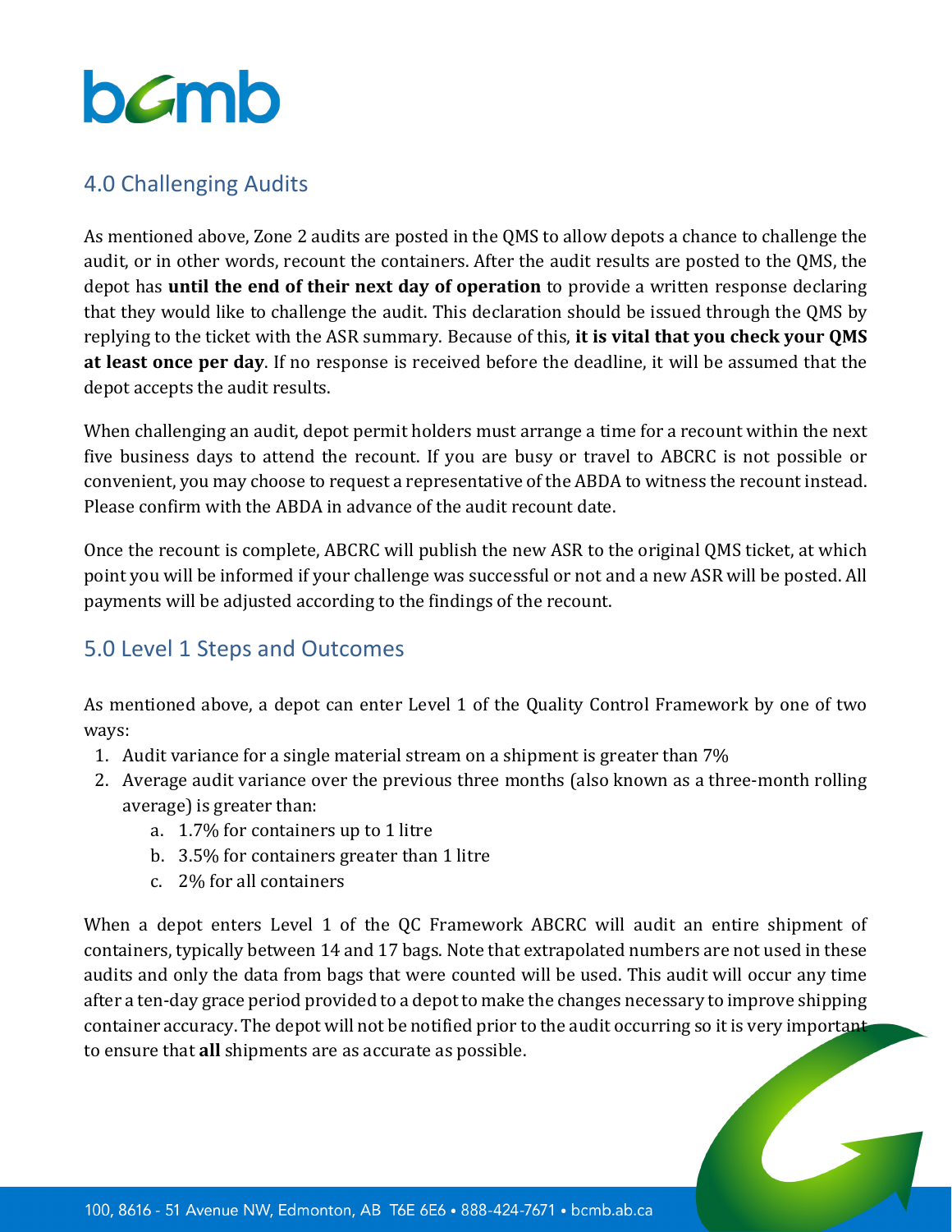## 4.0 Challenging Audits

As mentioned above, Zone 2 audits are posted in the QMS to allow depots a chance to challenge the audit, or in other words, recount the containers. After the audit results are posted to the QMS, the depot has **until the end of their next day of operation** to provide a written response declaring that they would like to challenge the audit. This declaration should be issued through the QMS by replying to the ticket with the ASR summary. Because of this, **it is vital that you check your QMS at least once per day**. If no response is received before the deadline, it will be assumed that the depot accepts the audit results.

When challenging an audit, depot permit holders must arrange a time for a recount within the next five business days to attend the recount. If you are busy or travel to ABCRC is not possible or convenient, you may choose to request a representative of the ABDA to witness the recount instead. Please confirm with the ABDA in advance of the audit recount date.

Once the recount is complete, ABCRC will publish the new ASR to the original QMS ticket, at which point you will be informed if your challenge was successful or not and a new ASR will be posted. All payments will be adjusted according to the findings of the recount.

## 5.0 Level 1 Steps and Outcomes

As mentioned above, a depot can enter Level 1 of the Quality Control Framework by one of two ways:

1. Audit variance for a single material stream on a shipment is greater than 7%
2. Average audit variance over the previous three months (also known as a three-month rolling average) is greater than:
   a. 1.7% for containers up to 1 litre
   b. 3.5% for containers greater than 1 litre
   c. 2% for all containers

When a depot enters Level 1 of the QC Framework ABCRC will audit an entire shipment of containers, typically between 14 and 17 bags. Note that extrapolated numbers are not used in these audits and only the data from bags that were counted will be used. This audit will occur any time after a ten-day grace period provided to a depot to make the changes necessary to improve shipping container accuracy. The depot will not be notified prior to the audit occurring so it is very important to ensure that **all** shipments are as accurate as possible.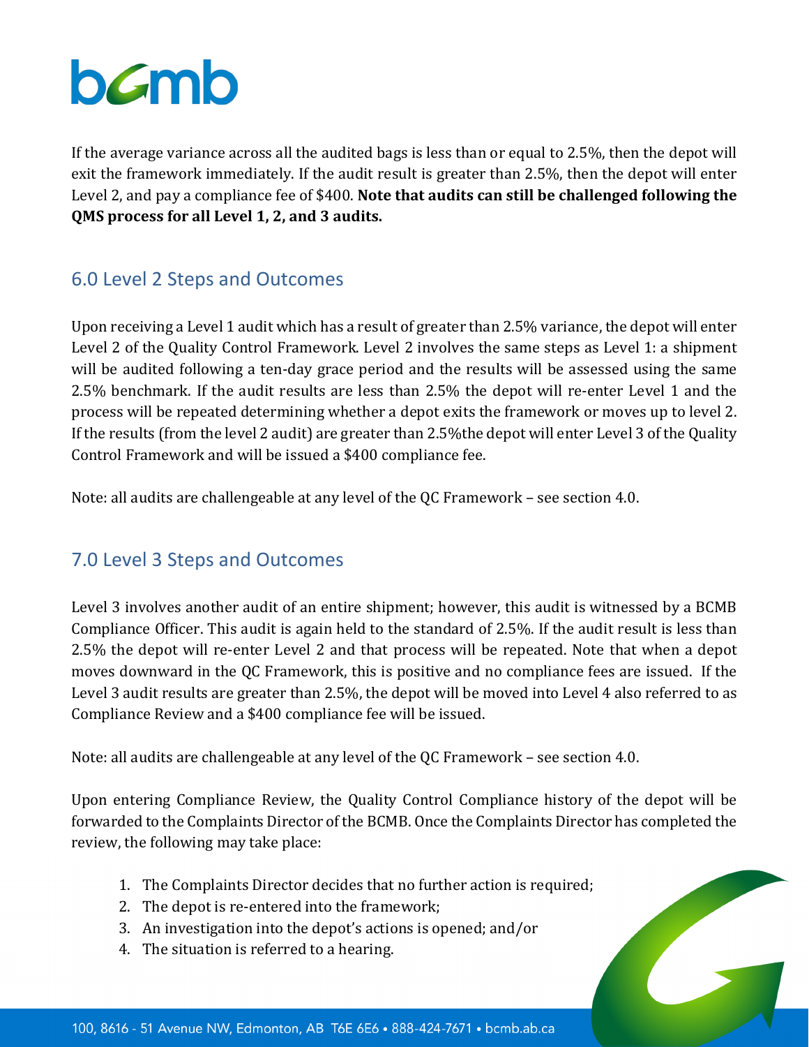If the average variance across all the audited bags is less than or equal to 2.5%, then the depot will exit the framework immediately. If the audit result is greater than 2.5%, then the depot will enter Level 2, and pay a compliance fee of $400. **Note that audits can still be challenged following the QMS process for all Level 1, 2, and 3 audits.**

## 6.0 Level 2 Steps and Outcomes

Upon receiving a Level 1 audit which has a result of greater than 2.5% variance, the depot will enter Level 2 of the Quality Control Framework. Level 2 involves the same steps as Level 1: a shipment will be audited following a ten-day grace period and the results will be assessed using the same 2.5% benchmark. If the audit results are less than 2.5% the depot will re-enter Level 1 and the process will be repeated determining whether a depot exits the framework or moves up to level 2. If the results (from the level 2 audit) are greater than 2.5%the depot will enter Level 3 of the Quality Control Framework and will be issued a $400 compliance fee.

Note: all audits are challengeable at any level of the QC Framework – see section 4.0.

## 7.0 Level 3 Steps and Outcomes

Level 3 involves another audit of an entire shipment; however, this audit is witnessed by a BCMB Compliance Officer. This audit is again held to the standard of 2.5%. If the audit result is less than 2.5% the depot will re-enter Level 2 and that process will be repeated. Note that when a depot moves downward in the QC Framework, this is positive and no compliance fees are issued. If the Level 3 audit results are greater than 2.5%, the depot will be moved into Level 4 also referred to as Compliance Review and a $400 compliance fee will be issued.

Note: all audits are challengeable at any level of the QC Framework – see section 4.0.

Upon entering Compliance Review, the Quality Control Compliance history of the depot will be forwarded to the Complaints Director of the BCMB. Once the Complaints Director has completed the review, the following may take place:

1. The Complaints Director decides that no further action is required;
2. The depot is re-entered into the framework;
3. An investigation into the depot's actions is opened; and/or
4. The situation is referred to a hearing.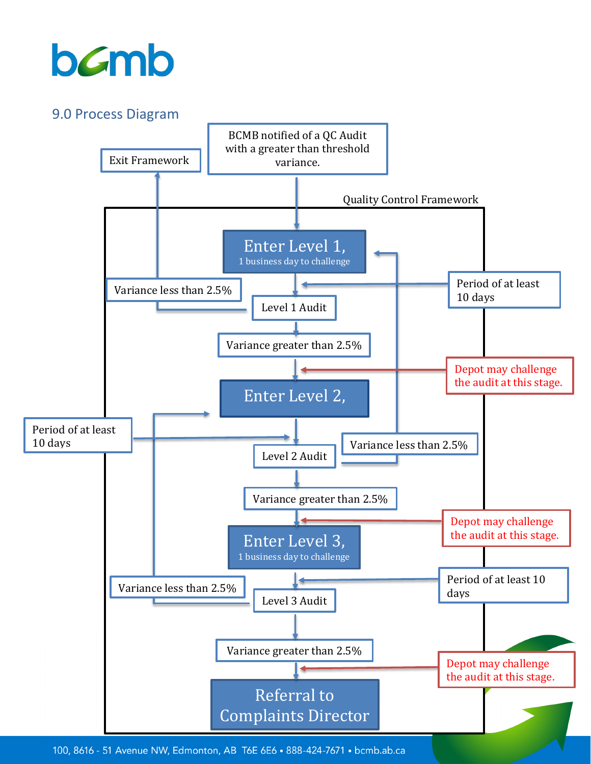## 9.0 Process Diagram

BCMB notified of a QC Audit with a greater than threshold variance.

Exit Framework

Quality Control Framework

Enter Level 1,
1 business day to challenge

Variance less than 2.5%

Level 1 Audit

Period of at least 10 days

Variance greater than 2.5%

Depot may challenge the audit at this stage.

Enter Level 2,

Period of at least 10 days

Level 2 Audit

Variance less than 2.5%

Variance greater than 2.5%

Depot may challenge the audit at this stage.

Enter Level 3,
1 business day to challenge

Variance less than 2.5%

Level 3 Audit

Period of at least 10 days

Variance greater than 2.5%

Depot may challenge the audit at this stage.

Referral to Complaints Director

100, 8616 - 51 Avenue NW, Edmonton, AB T6E 6E6 • 888-424-7671 • bcmb.ab.ca